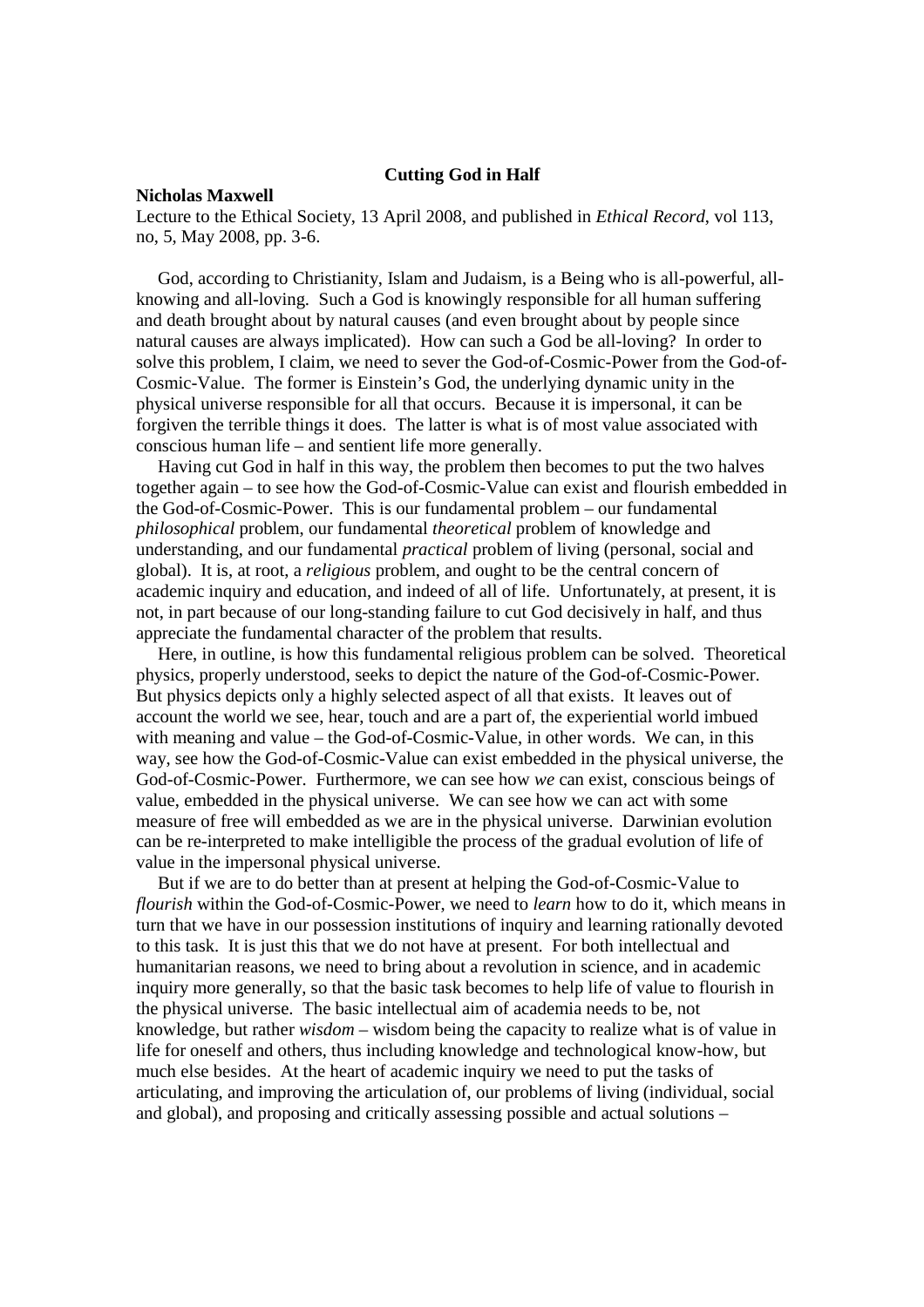# Cutting God in Half

**Nicholas Maxwell**

Lecture to the Ethical Society, 13 April 2008, and published in *Ethical Record*, vol 113, no, 5, May 2008, pp. 3-6.

God, according to Christianity, Islam and Judaism, is a Being who is all-powerful, all-knowing and all-loving. Such a God is knowingly responsible for all human suffering and death brought about by natural causes (and even brought about by people since natural causes are always implicated). How can such a God be all-loving? In order to solve this problem, I claim, we need to sever the God-of-Cosmic-Power from the God-of-Cosmic-Value. The former is Einstein's God, the underlying dynamic unity in the physical universe responsible for all that occurs. Because it is impersonal, it can be forgiven the terrible things it does. The latter is what is of most value associated with conscious human life – and sentient life more generally.

Having cut God in half in this way, the problem then becomes to put the two halves together again – to see how the God-of-Cosmic-Value can exist and flourish embedded in the God-of-Cosmic-Power. This is our fundamental problem – our fundamental *philosophical* problem, our fundamental *theoretical* problem of knowledge and understanding, and our fundamental *practical* problem of living (personal, social and global). It is, at root, a *religious* problem, and ought to be the central concern of academic inquiry and education, and indeed of all of life. Unfortunately, at present, it is not, in part because of our long-standing failure to cut God decisively in half, and thus appreciate the fundamental character of the problem that results.

Here, in outline, is how this fundamental religious problem can be solved. Theoretical physics, properly understood, seeks to depict the nature of the God-of-Cosmic-Power. But physics depicts only a highly selected aspect of all that exists. It leaves out of account the world we see, hear, touch and are a part of, the experiential world imbued with meaning and value – the God-of-Cosmic-Value, in other words. We can, in this way, see how the God-of-Cosmic-Value can exist embedded in the physical universe, the God-of-Cosmic-Power. Furthermore, we can see how *we* can exist, conscious beings of value, embedded in the physical universe. We can see how we can act with some measure of free will embedded as we are in the physical universe. Darwinian evolution can be re-interpreted to make intelligible the process of the gradual evolution of life of value in the impersonal physical universe.

But if we are to do better than at present at helping the God-of-Cosmic-Value to *flourish* within the God-of-Cosmic-Power, we need to *learn* how to do it, which means in turn that we have in our possession institutions of inquiry and learning rationally devoted to this task. It is just this that we do not have at present. For both intellectual and humanitarian reasons, we need to bring about a revolution in science, and in academic inquiry more generally, so that the basic task becomes to help life of value to flourish in the physical universe. The basic intellectual aim of academia needs to be, not knowledge, but rather *wisdom* – wisdom being the capacity to realize what is of value in life for oneself and others, thus including knowledge and technological know-how, but much else besides. At the heart of academic inquiry we need to put the tasks of articulating, and improving the articulation of, our problems of living (individual, social and global), and proposing and critically assessing possible and actual solutions –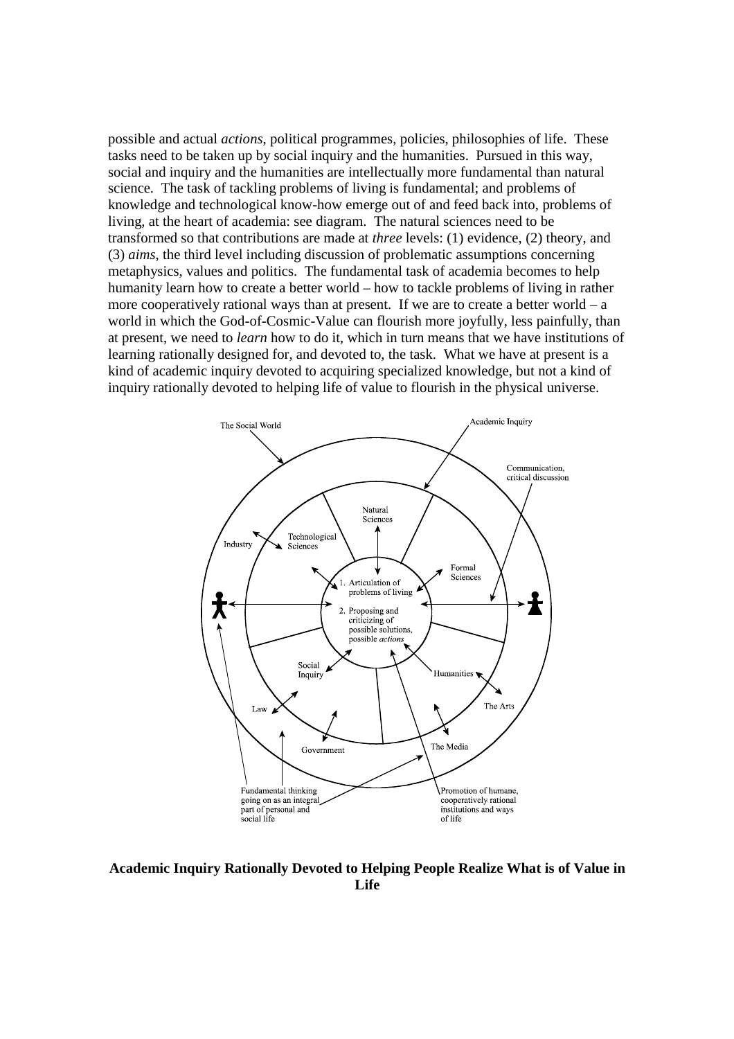possible and actual *actions*, political programmes, policies, philosophies of life. These tasks need to be taken up by social inquiry and the humanities. Pursued in this way, social and inquiry and the humanities are intellectually more fundamental than natural science. The task of tackling problems of living is fundamental; and problems of knowledge and technological know-how emerge out of and feed back into, problems of living, at the heart of academia: see diagram. The natural sciences need to be transformed so that contributions are made at *three* levels: (1) evidence, (2) theory, and (3) *aims*, the third level including discussion of problematic assumptions concerning metaphysics, values and politics. The fundamental task of academia becomes to help humanity learn how to create a better world – how to tackle problems of living in rather more cooperatively rational ways than at present. If we are to create a better world – a world in which the God-of-Cosmic-Value can flourish more joyfully, less painfully, than at present, we need to *learn* how to do it, which in turn means that we have institutions of learning rationally designed for, and devoted to, the task. What we have at present is a kind of academic inquiry devoted to acquiring specialized knowledge, but not a kind of inquiry rationally devoted to helping life of value to flourish in the physical universe.

**Academic Inquiry Rationally Devoted to Helping People Realize What is of Value in Life**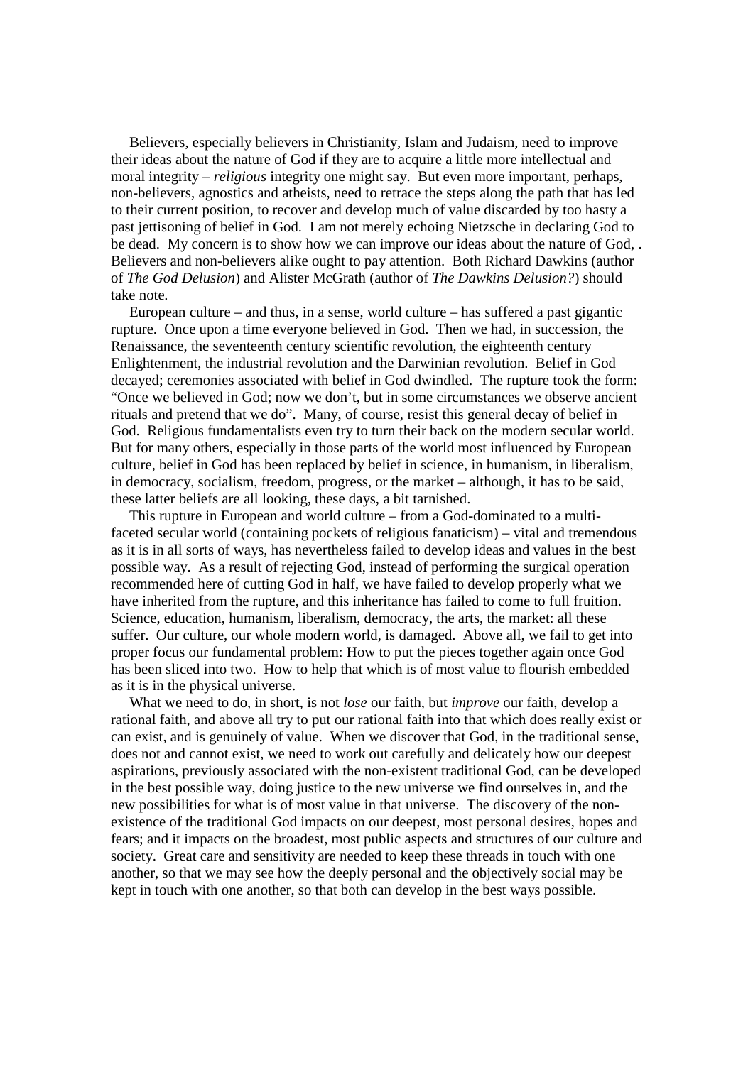Believers, especially believers in Christianity, Islam and Judaism, need to improve their ideas about the nature of God if they are to acquire a little more intellectual and moral integrity – *religious* integrity one might say. But even more important, perhaps, non-believers, agnostics and atheists, need to retrace the steps along the path that has led to their current position, to recover and develop much of value discarded by too hasty a past jettisoning of belief in God. I am not merely echoing Nietzsche in declaring God to be dead. My concern is to show how we can improve our ideas about the nature of God, . Believers and non-believers alike ought to pay attention. Both Richard Dawkins (author of *The God Delusion*) and Alister McGrath (author of *The Dawkins Delusion?*) should take note.

European culture – and thus, in a sense, world culture – has suffered a past gigantic rupture. Once upon a time everyone believed in God. Then we had, in succession, the Renaissance, the seventeenth century scientific revolution, the eighteenth century Enlightenment, the industrial revolution and the Darwinian revolution. Belief in God decayed; ceremonies associated with belief in God dwindled. The rupture took the form: "Once we believed in God; now we don't, but in some circumstances we observe ancient rituals and pretend that we do". Many, of course, resist this general decay of belief in God. Religious fundamentalists even try to turn their back on the modern secular world. But for many others, especially in those parts of the world most influenced by European culture, belief in God has been replaced by belief in science, in humanism, in liberalism, in democracy, socialism, freedom, progress, or the market – although, it has to be said, these latter beliefs are all looking, these days, a bit tarnished.

This rupture in European and world culture – from a God-dominated to a multi-faceted secular world (containing pockets of religious fanaticism) – vital and tremendous as it is in all sorts of ways, has nevertheless failed to develop ideas and values in the best possible way. As a result of rejecting God, instead of performing the surgical operation recommended here of cutting God in half, we have failed to develop properly what we have inherited from the rupture, and this inheritance has failed to come to full fruition. Science, education, humanism, liberalism, democracy, the arts, the market: all these suffer. Our culture, our whole modern world, is damaged. Above all, we fail to get into proper focus our fundamental problem: How to put the pieces together again once God has been sliced into two. How to help that which is of most value to flourish embedded as it is in the physical universe.

What we need to do, in short, is not *lose* our faith, but *improve* our faith, develop a rational faith, and above all try to put our rational faith into that which does really exist or can exist, and is genuinely of value. When we discover that God, in the traditional sense, does not and cannot exist, we need to work out carefully and delicately how our deepest aspirations, previously associated with the non-existent traditional God, can be developed in the best possible way, doing justice to the new universe we find ourselves in, and the new possibilities for what is of most value in that universe. The discovery of the non-existence of the traditional God impacts on our deepest, most personal desires, hopes and fears; and it impacts on the broadest, most public aspects and structures of our culture and society. Great care and sensitivity are needed to keep these threads in touch with one another, so that we may see how the deeply personal and the objectively social may be kept in touch with one another, so that both can develop in the best ways possible.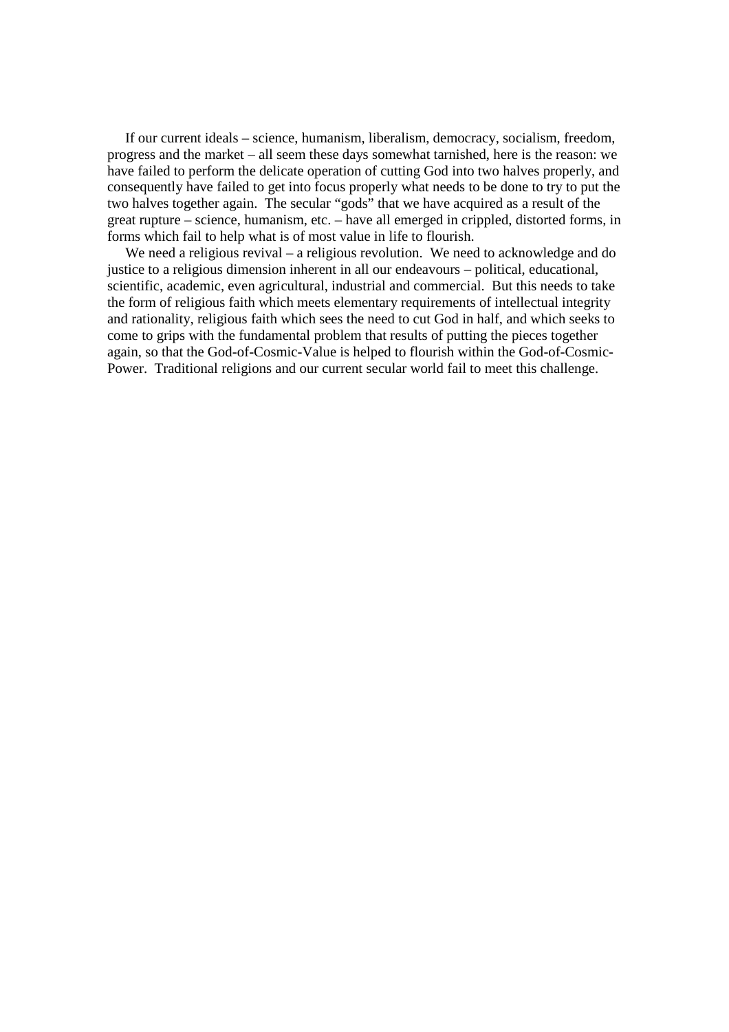If our current ideals – science, humanism, liberalism, democracy, socialism, freedom, progress and the market – all seem these days somewhat tarnished, here is the reason: we have failed to perform the delicate operation of cutting God into two halves properly, and consequently have failed to get into focus properly what needs to be done to try to put the two halves together again. The secular "gods" that we have acquired as a result of the great rupture – science, humanism, etc. – have all emerged in crippled, distorted forms, in forms which fail to help what is of most value in life to flourish.

We need a religious revival – a religious revolution. We need to acknowledge and do justice to a religious dimension inherent in all our endeavours – political, educational, scientific, academic, even agricultural, industrial and commercial. But this needs to take the form of religious faith which meets elementary requirements of intellectual integrity and rationality, religious faith which sees the need to cut God in half, and which seeks to come to grips with the fundamental problem that results of putting the pieces together again, so that the God-of-Cosmic-Value is helped to flourish within the God-of-Cosmic-Power. Traditional religions and our current secular world fail to meet this challenge.